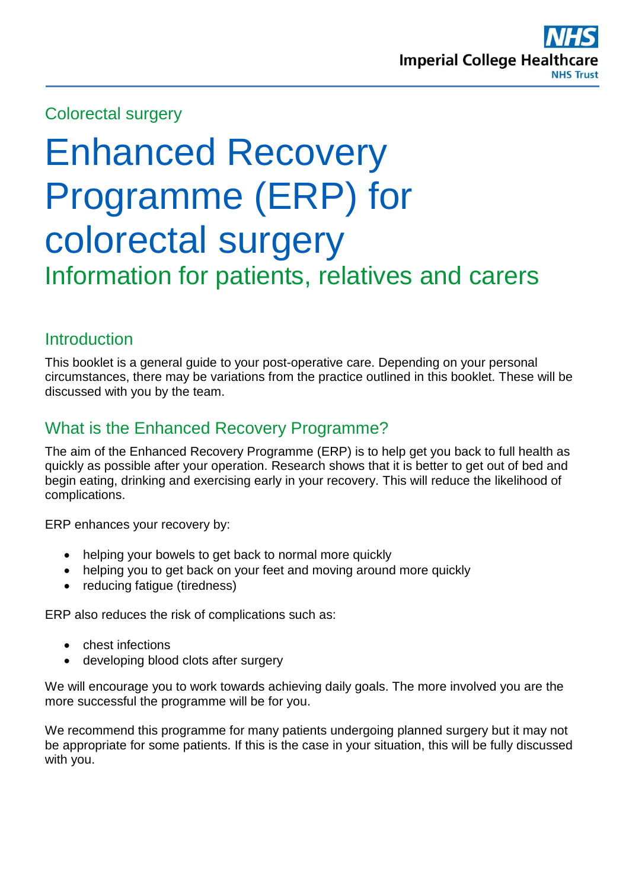Colorectal surgery

# Enhanced Recovery Programme (ERP) for colorectal surgery

## Information for patients, relatives and carers

## Introduction

This booklet is a general guide to your post-operative care. Depending on your personal circumstances, there may be variations from the practice outlined in this booklet. These will be discussed with you by the team.

## What is the Enhanced Recovery Programme?

The aim of the Enhanced Recovery Programme (ERP) is to help get you back to full health as quickly as possible after your operation. Research shows that it is better to get out of bed and begin eating, drinking and exercising early in your recovery. This will reduce the likelihood of complications.

ERP enhances your recovery by:

- helping your bowels to get back to normal more quickly
- helping you to get back on your feet and moving around more quickly
- reducing fatigue (tiredness)

ERP also reduces the risk of complications such as:

- chest infections
- developing blood clots after surgery

We will encourage you to work towards achieving daily goals. The more involved you are the more successful the programme will be for you.

We recommend this programme for many patients undergoing planned surgery but it may not be appropriate for some patients. If this is the case in your situation, this will be fully discussed with you.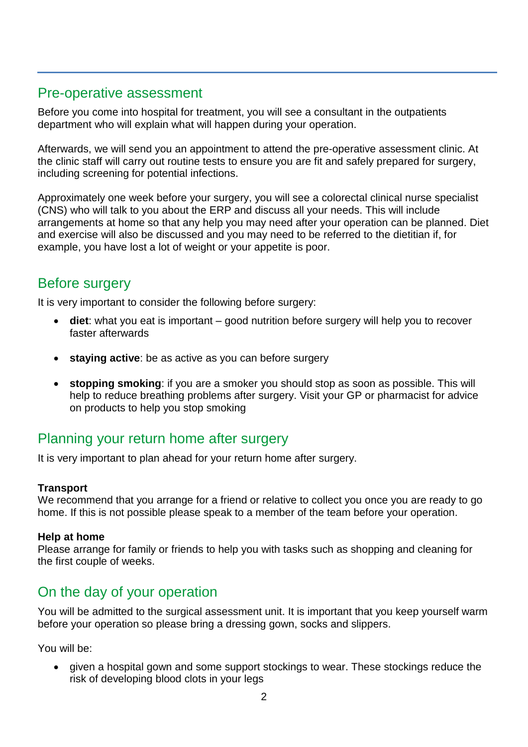## Pre-operative assessment

Before you come into hospital for treatment, you will see a consultant in the outpatients department who will explain what will happen during your operation.

Afterwards, we will send you an appointment to attend the pre-operative assessment clinic. At the clinic staff will carry out routine tests to ensure you are fit and safely prepared for surgery, including screening for potential infections.

Approximately one week before your surgery, you will see a colorectal clinical nurse specialist (CNS) who will talk to you about the ERP and discuss all your needs. This will include arrangements at home so that any help you may need after your operation can be planned. Diet and exercise will also be discussed and you may need to be referred to the dietitian if, for example, you have lost a lot of weight or your appetite is poor.

## Before surgery

It is very important to consider the following before surgery:

- **diet**: what you eat is important – good nutrition before surgery will help you to recover faster afterwards
- **staying active**: be as active as you can before surgery
- **stopping smoking**: if you are a smoker you should stop as soon as possible. This will help to reduce breathing problems after surgery. Visit your GP or pharmacist for advice on products to help you stop smoking

## Planning your return home after surgery

It is very important to plan ahead for your return home after surgery.

**Transport**
We recommend that you arrange for a friend or relative to collect you once you are ready to go home. If this is not possible please speak to a member of the team before your operation.

**Help at home**
Please arrange for family or friends to help you with tasks such as shopping and cleaning for the first couple of weeks.

## On the day of your operation

You will be admitted to the surgical assessment unit. It is important that you keep yourself warm before your operation so please bring a dressing gown, socks and slippers.

You will be:

- given a hospital gown and some support stockings to wear. These stockings reduce the risk of developing blood clots in your legs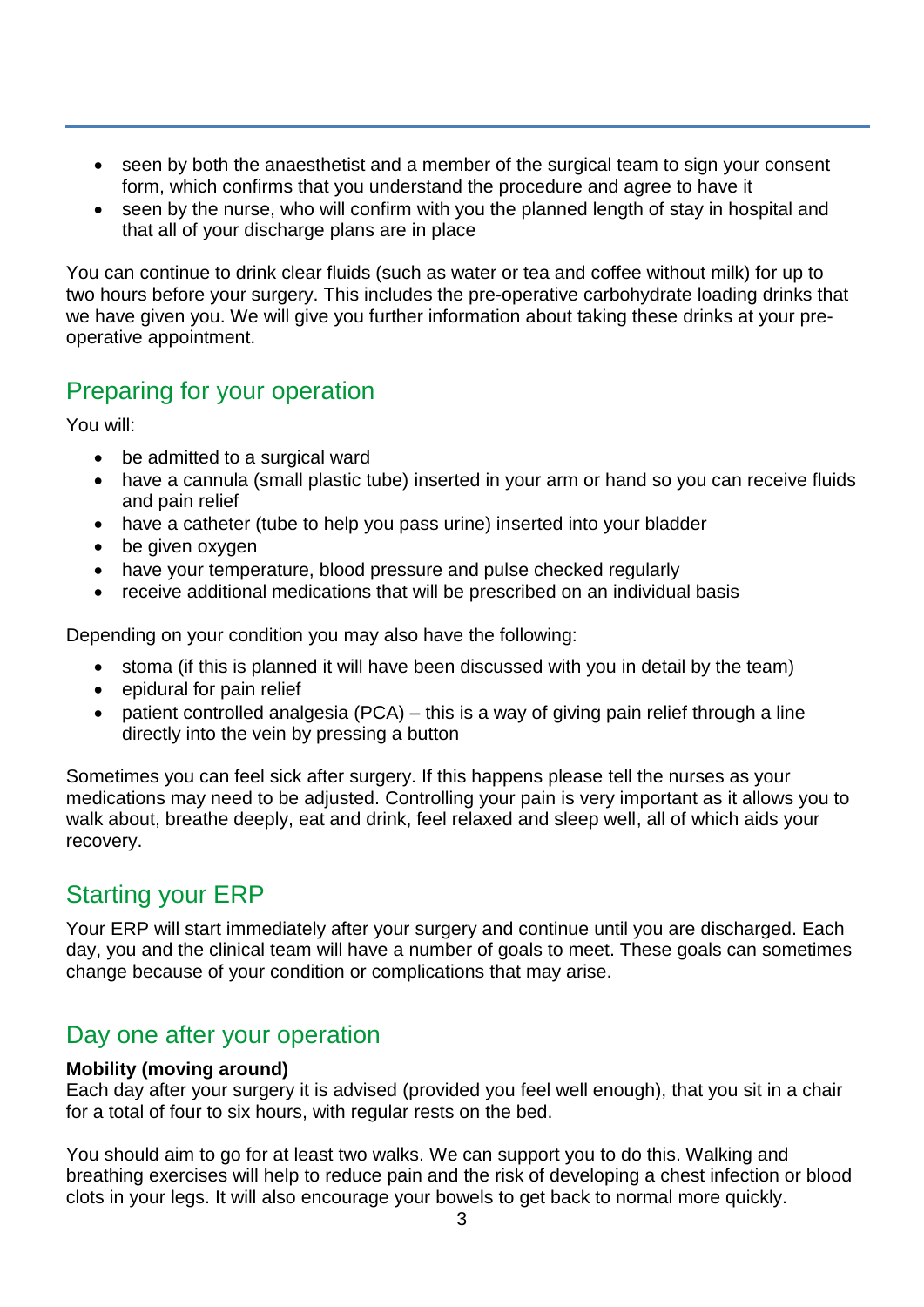- seen by both the anaesthetist and a member of the surgical team to sign your consent form, which confirms that you understand the procedure and agree to have it
- seen by the nurse, who will confirm with you the planned length of stay in hospital and that all of your discharge plans are in place

You can continue to drink clear fluids (such as water or tea and coffee without milk) for up to two hours before your surgery. This includes the pre-operative carbohydrate loading drinks that we have given you. We will give you further information about taking these drinks at your pre-operative appointment.

## Preparing for your operation

You will:

- be admitted to a surgical ward
- have a cannula (small plastic tube) inserted in your arm or hand so you can receive fluids and pain relief
- have a catheter (tube to help you pass urine) inserted into your bladder
- be given oxygen
- have your temperature, blood pressure and pulse checked regularly
- receive additional medications that will be prescribed on an individual basis

Depending on your condition you may also have the following:

- stoma (if this is planned it will have been discussed with you in detail by the team)
- epidural for pain relief
- patient controlled analgesia (PCA) – this is a way of giving pain relief through a line directly into the vein by pressing a button

Sometimes you can feel sick after surgery. If this happens please tell the nurses as your medications may need to be adjusted. Controlling your pain is very important as it allows you to walk about, breathe deeply, eat and drink, feel relaxed and sleep well, all of which aids your recovery.

## Starting your ERP

Your ERP will start immediately after your surgery and continue until you are discharged. Each day, you and the clinical team will have a number of goals to meet. These goals can sometimes change because of your condition or complications that may arise.

## Day one after your operation

**Mobility (moving around)**
Each day after your surgery it is advised (provided you feel well enough), that you sit in a chair for a total of four to six hours, with regular rests on the bed.

You should aim to go for at least two walks. We can support you to do this. Walking and breathing exercises will help to reduce pain and the risk of developing a chest infection or blood clots in your legs. It will also encourage your bowels to get back to normal more quickly.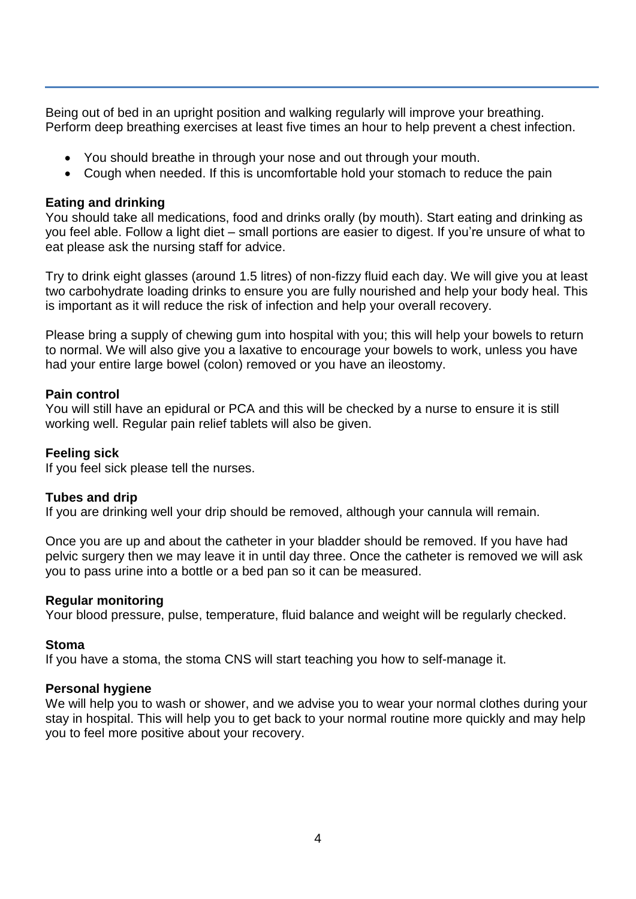Being out of bed in an upright position and walking regularly will improve your breathing. Perform deep breathing exercises at least five times an hour to help prevent a chest infection.

- You should breathe in through your nose and out through your mouth.
- Cough when needed. If this is uncomfortable hold your stomach to reduce the pain

**Eating and drinking**

You should take all medications, food and drinks orally (by mouth). Start eating and drinking as you feel able. Follow a light diet – small portions are easier to digest. If you're unsure of what to eat please ask the nursing staff for advice.

Try to drink eight glasses (around 1.5 litres) of non-fizzy fluid each day. We will give you at least two carbohydrate loading drinks to ensure you are fully nourished and help your body heal. This is important as it will reduce the risk of infection and help your overall recovery.

Please bring a supply of chewing gum into hospital with you; this will help your bowels to return to normal. We will also give you a laxative to encourage your bowels to work, unless you have had your entire large bowel (colon) removed or you have an ileostomy.

**Pain control**

You will still have an epidural or PCA and this will be checked by a nurse to ensure it is still working well. Regular pain relief tablets will also be given.

**Feeling sick**

If you feel sick please tell the nurses.

**Tubes and drip**

If you are drinking well your drip should be removed, although your cannula will remain.

Once you are up and about the catheter in your bladder should be removed. If you have had pelvic surgery then we may leave it in until day three. Once the catheter is removed we will ask you to pass urine into a bottle or a bed pan so it can be measured.

**Regular monitoring**

Your blood pressure, pulse, temperature, fluid balance and weight will be regularly checked.

**Stoma**

If you have a stoma, the stoma CNS will start teaching you how to self-manage it.

**Personal hygiene**

We will help you to wash or shower, and we advise you to wear your normal clothes during your stay in hospital. This will help you to get back to your normal routine more quickly and may help you to feel more positive about your recovery.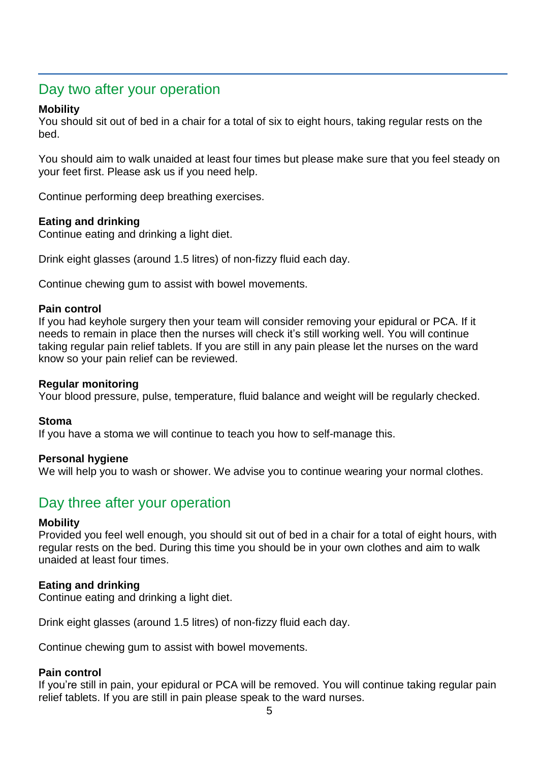## Day two after your operation

**Mobility**
You should sit out of bed in a chair for a total of six to eight hours, taking regular rests on the bed.

You should aim to walk unaided at least four times but please make sure that you feel steady on your feet first. Please ask us if you need help.

Continue performing deep breathing exercises.

**Eating and drinking**
Continue eating and drinking a light diet.

Drink eight glasses (around 1.5 litres) of non-fizzy fluid each day.

Continue chewing gum to assist with bowel movements.

**Pain control**
If you had keyhole surgery then your team will consider removing your epidural or PCA. If it needs to remain in place then the nurses will check it's still working well. You will continue taking regular pain relief tablets. If you are still in any pain please let the nurses on the ward know so your pain relief can be reviewed.

**Regular monitoring**
Your blood pressure, pulse, temperature, fluid balance and weight will be regularly checked.

**Stoma**
If you have a stoma we will continue to teach you how to self-manage this.

**Personal hygiene**
We will help you to wash or shower. We advise you to continue wearing your normal clothes.

## Day three after your operation

**Mobility**
Provided you feel well enough, you should sit out of bed in a chair for a total of eight hours, with regular rests on the bed. During this time you should be in your own clothes and aim to walk unaided at least four times.

**Eating and drinking**
Continue eating and drinking a light diet.

Drink eight glasses (around 1.5 litres) of non-fizzy fluid each day.

Continue chewing gum to assist with bowel movements.

**Pain control**
If you're still in pain, your epidural or PCA will be removed. You will continue taking regular pain relief tablets. If you are still in pain please speak to the ward nurses.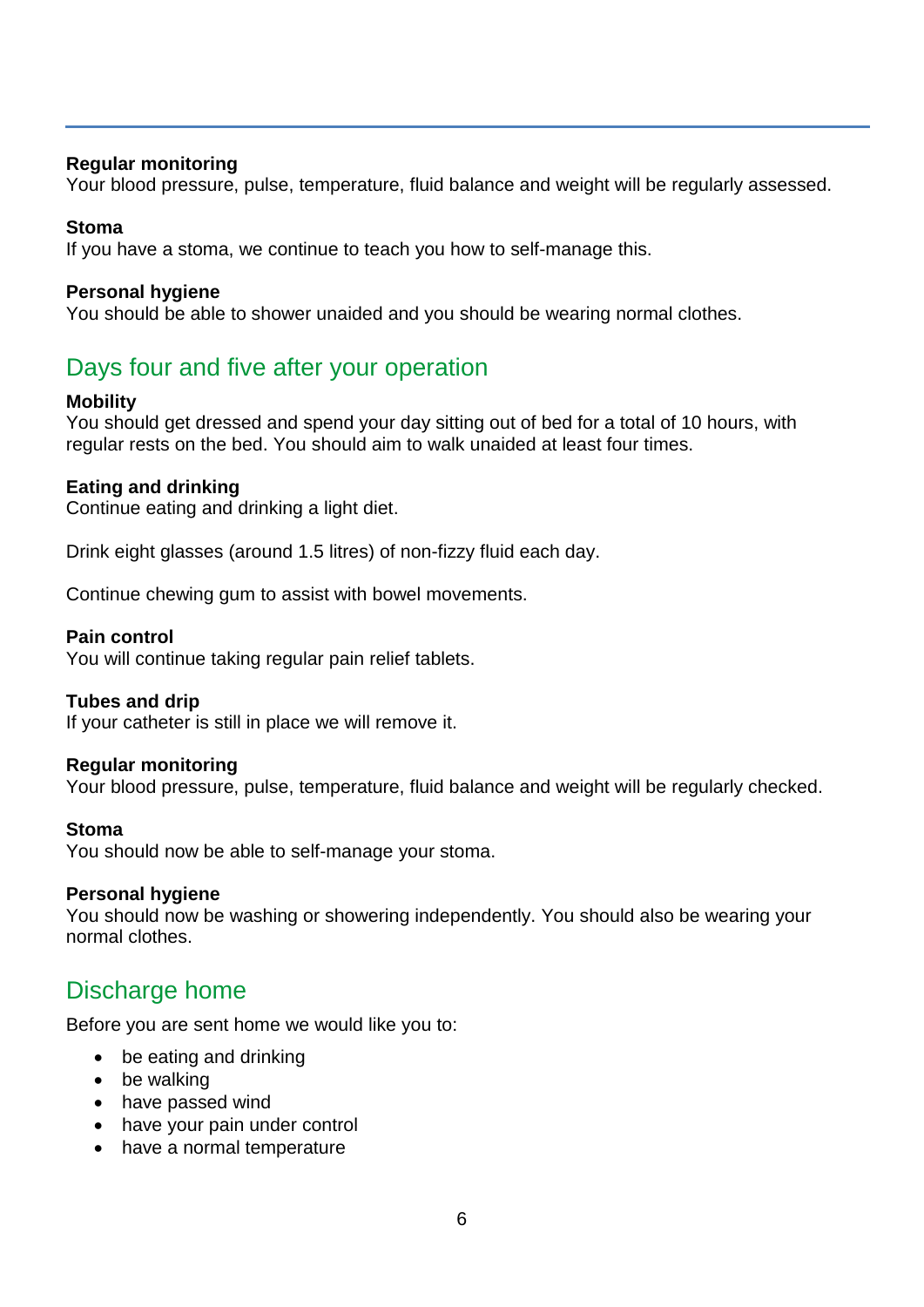**Regular monitoring**
Your blood pressure, pulse, temperature, fluid balance and weight will be regularly assessed.

**Stoma**
If you have a stoma, we continue to teach you how to self-manage this.

**Personal hygiene**
You should be able to shower unaided and you should be wearing normal clothes.

## Days four and five after your operation

**Mobility**
You should get dressed and spend your day sitting out of bed for a total of 10 hours, with regular rests on the bed. You should aim to walk unaided at least four times.

**Eating and drinking**
Continue eating and drinking a light diet.

Drink eight glasses (around 1.5 litres) of non-fizzy fluid each day.

Continue chewing gum to assist with bowel movements.

**Pain control**
You will continue taking regular pain relief tablets.

**Tubes and drip**
If your catheter is still in place we will remove it.

**Regular monitoring**
Your blood pressure, pulse, temperature, fluid balance and weight will be regularly checked.

**Stoma**
You should now be able to self-manage your stoma.

**Personal hygiene**
You should now be washing or showering independently. You should also be wearing your normal clothes.

## Discharge home

Before you are sent home we would like you to:

- be eating and drinking
- be walking
- have passed wind
- have your pain under control
- have a normal temperature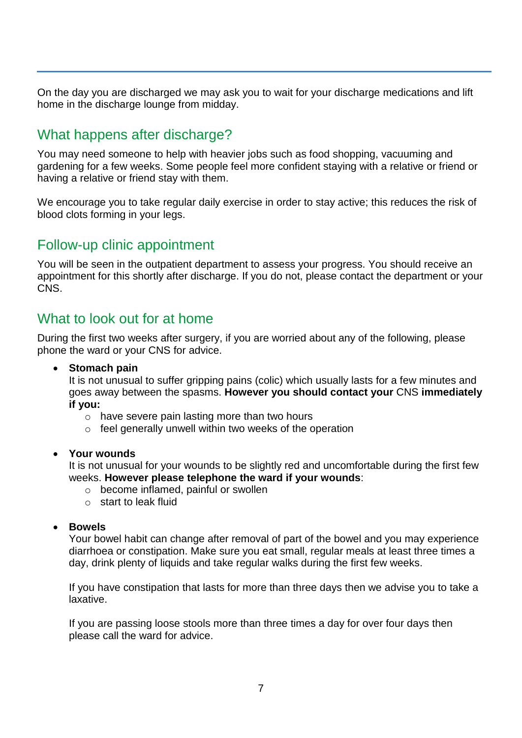On the day you are discharged we may ask you to wait for your discharge medications and lift home in the discharge lounge from midday.

## What happens after discharge?

You may need someone to help with heavier jobs such as food shopping, vacuuming and gardening for a few weeks. Some people feel more confident staying with a relative or friend or having a relative or friend stay with them.

We encourage you to take regular daily exercise in order to stay active; this reduces the risk of blood clots forming in your legs.

## Follow-up clinic appointment

You will be seen in the outpatient department to assess your progress. You should receive an appointment for this shortly after discharge. If you do not, please contact the department or your CNS.

## What to look out for at home

During the first two weeks after surgery, if you are worried about any of the following, please phone the ward or your CNS for advice.

- **Stomach pain**
  It is not unusual to suffer gripping pains (colic) which usually lasts for a few minutes and goes away between the spasms. **However you should contact your** CNS **immediately if you:**
  - have severe pain lasting more than two hours
  - feel generally unwell within two weeks of the operation

- **Your wounds**
  It is not unusual for your wounds to be slightly red and uncomfortable during the first few weeks. **However please telephone the ward if your wounds**:
  - become inflamed, painful or swollen
  - start to leak fluid

- **Bowels**
  Your bowel habit can change after removal of part of the bowel and you may experience diarrhoea or constipation. Make sure you eat small, regular meals at least three times a day, drink plenty of liquids and take regular walks during the first few weeks.

  If you have constipation that lasts for more than three days then we advise you to take a laxative.

  If you are passing loose stools more than three times a day for over four days then please call the ward for advice.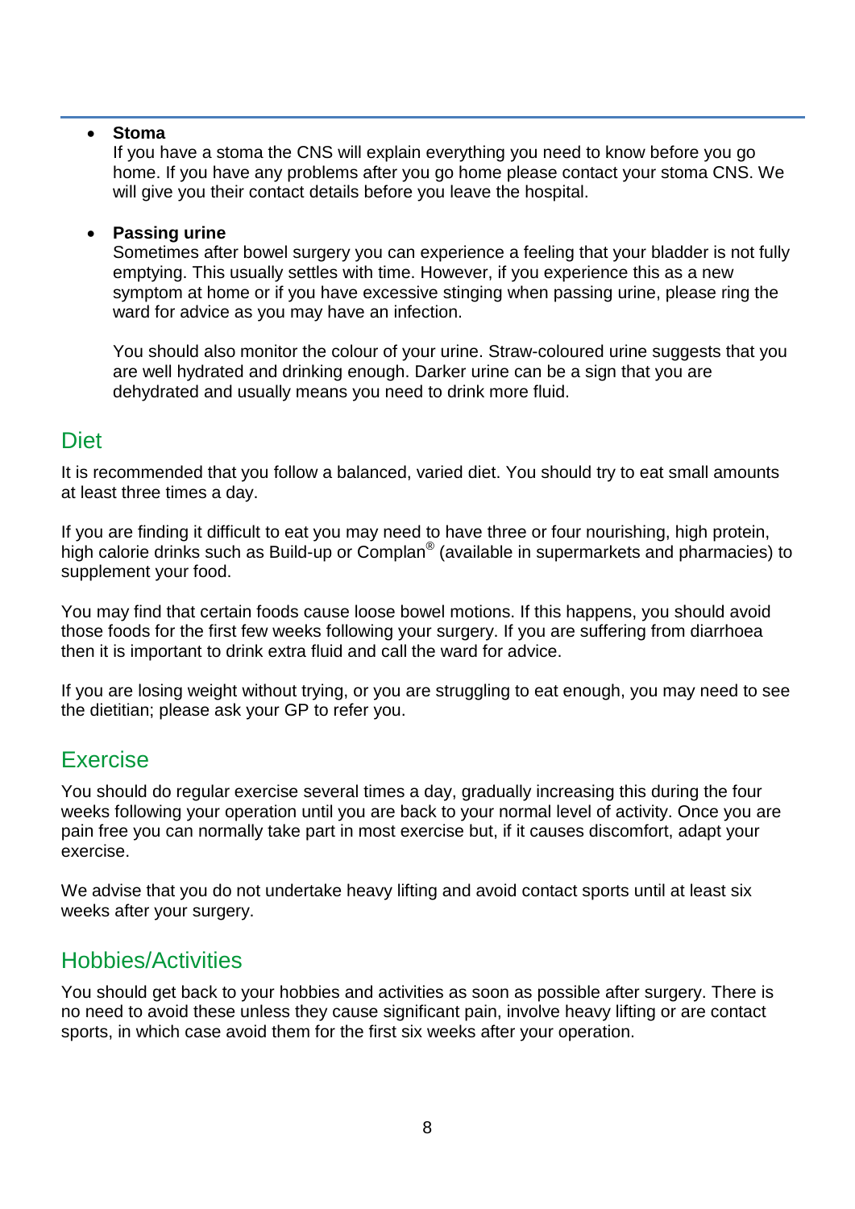- **Stoma**
  If you have a stoma the CNS will explain everything you need to know before you go home. If you have any problems after you go home please contact your stoma CNS. We will give you their contact details before you leave the hospital.

- **Passing urine**
  Sometimes after bowel surgery you can experience a feeling that your bladder is not fully emptying. This usually settles with time. However, if you experience this as a new symptom at home or if you have excessive stinging when passing urine, please ring the ward for advice as you may have an infection.

  You should also monitor the colour of your urine. Straw-coloured urine suggests that you are well hydrated and drinking enough. Darker urine can be a sign that you are dehydrated and usually means you need to drink more fluid.

## Diet

It is recommended that you follow a balanced, varied diet. You should try to eat small amounts at least three times a day.

If you are finding it difficult to eat you may need to have three or four nourishing, high protein, high calorie drinks such as Build-up or Complan® (available in supermarkets and pharmacies) to supplement your food.

You may find that certain foods cause loose bowel motions. If this happens, you should avoid those foods for the first few weeks following your surgery. If you are suffering from diarrhoea then it is important to drink extra fluid and call the ward for advice.

If you are losing weight without trying, or you are struggling to eat enough, you may need to see the dietitian; please ask your GP to refer you.

## Exercise

You should do regular exercise several times a day, gradually increasing this during the four weeks following your operation until you are back to your normal level of activity. Once you are pain free you can normally take part in most exercise but, if it causes discomfort, adapt your exercise.

We advise that you do not undertake heavy lifting and avoid contact sports until at least six weeks after your surgery.

## Hobbies/Activities

You should get back to your hobbies and activities as soon as possible after surgery. There is no need to avoid these unless they cause significant pain, involve heavy lifting or are contact sports, in which case avoid them for the first six weeks after your operation.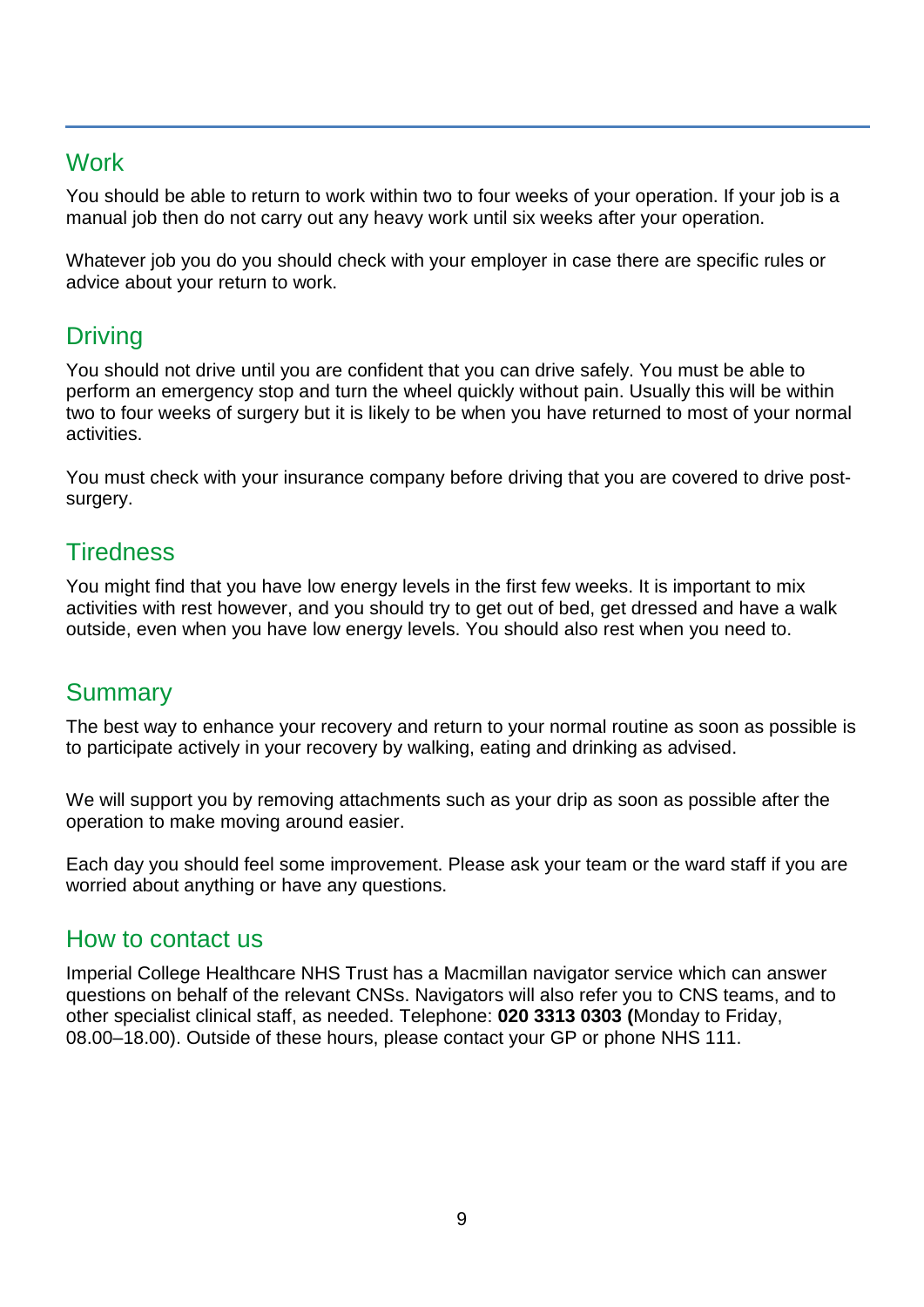## Work

You should be able to return to work within two to four weeks of your operation. If your job is a manual job then do not carry out any heavy work until six weeks after your operation.

Whatever job you do you should check with your employer in case there are specific rules or advice about your return to work.

## Driving

You should not drive until you are confident that you can drive safely. You must be able to perform an emergency stop and turn the wheel quickly without pain. Usually this will be within two to four weeks of surgery but it is likely to be when you have returned to most of your normal activities.

You must check with your insurance company before driving that you are covered to drive post-surgery.

## Tiredness

You might find that you have low energy levels in the first few weeks. It is important to mix activities with rest however, and you should try to get out of bed, get dressed and have a walk outside, even when you have low energy levels. You should also rest when you need to.

## Summary

The best way to enhance your recovery and return to your normal routine as soon as possible is to participate actively in your recovery by walking, eating and drinking as advised.

We will support you by removing attachments such as your drip as soon as possible after the operation to make moving around easier.

Each day you should feel some improvement. Please ask your team or the ward staff if you are worried about anything or have any questions.

## How to contact us

Imperial College Healthcare NHS Trust has a Macmillan navigator service which can answer questions on behalf of the relevant CNSs. Navigators will also refer you to CNS teams, and to other specialist clinical staff, as needed. Telephone: **020 3313 0303 (**Monday to Friday, 08.00–18.00). Outside of these hours, please contact your GP or phone NHS 111.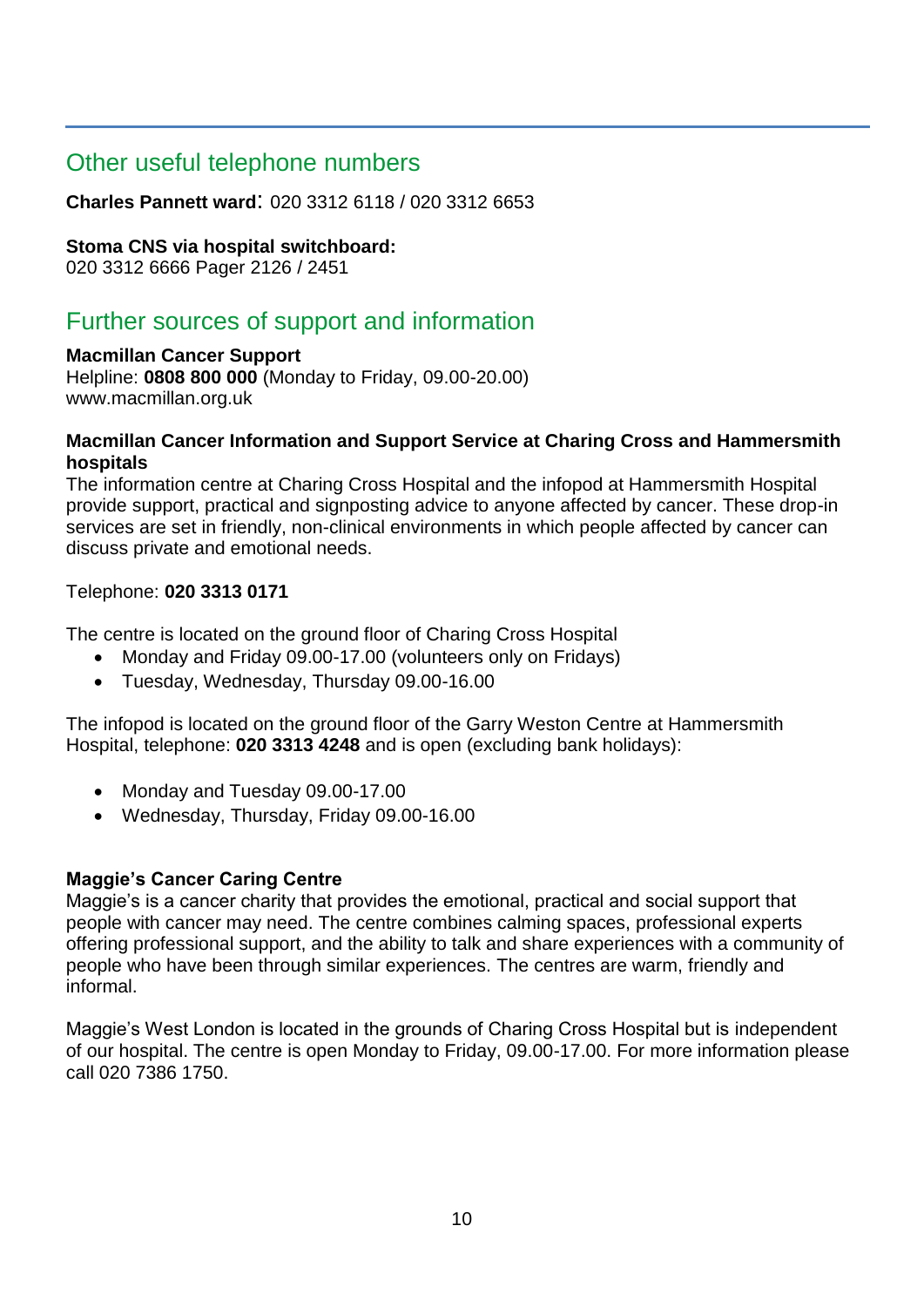## Other useful telephone numbers

**Charles Pannett ward**: 020 3312 6118 / 020 3312 6653

**Stoma CNS via hospital switchboard:**
020 3312 6666 Pager 2126 / 2451

## Further sources of support and information

**Macmillan Cancer Support**
Helpline: **0808 800 000** (Monday to Friday, 09.00-20.00)
www.macmillan.org.uk

**Macmillan Cancer Information and Support Service at Charing Cross and Hammersmith hospitals**
The information centre at Charing Cross Hospital and the infopod at Hammersmith Hospital provide support, practical and signposting advice to anyone affected by cancer. These drop-in services are set in friendly, non-clinical environments in which people affected by cancer can discuss private and emotional needs.

Telephone: **020 3313 0171**

The centre is located on the ground floor of Charing Cross Hospital

- Monday and Friday 09.00-17.00 (volunteers only on Fridays)
- Tuesday, Wednesday, Thursday 09.00-16.00

The infopod is located on the ground floor of the Garry Weston Centre at Hammersmith Hospital, telephone: **020 3313 4248** and is open (excluding bank holidays):

- Monday and Tuesday 09.00-17.00
- Wednesday, Thursday, Friday 09.00-16.00

**Maggie's Cancer Caring Centre**
Maggie's is a cancer charity that provides the emotional, practical and social support that people with cancer may need. The centre combines calming spaces, professional experts offering professional support, and the ability to talk and share experiences with a community of people who have been through similar experiences. The centres are warm, friendly and informal.

Maggie's West London is located in the grounds of Charing Cross Hospital but is independent of our hospital. The centre is open Monday to Friday, 09.00-17.00. For more information please call 020 7386 1750.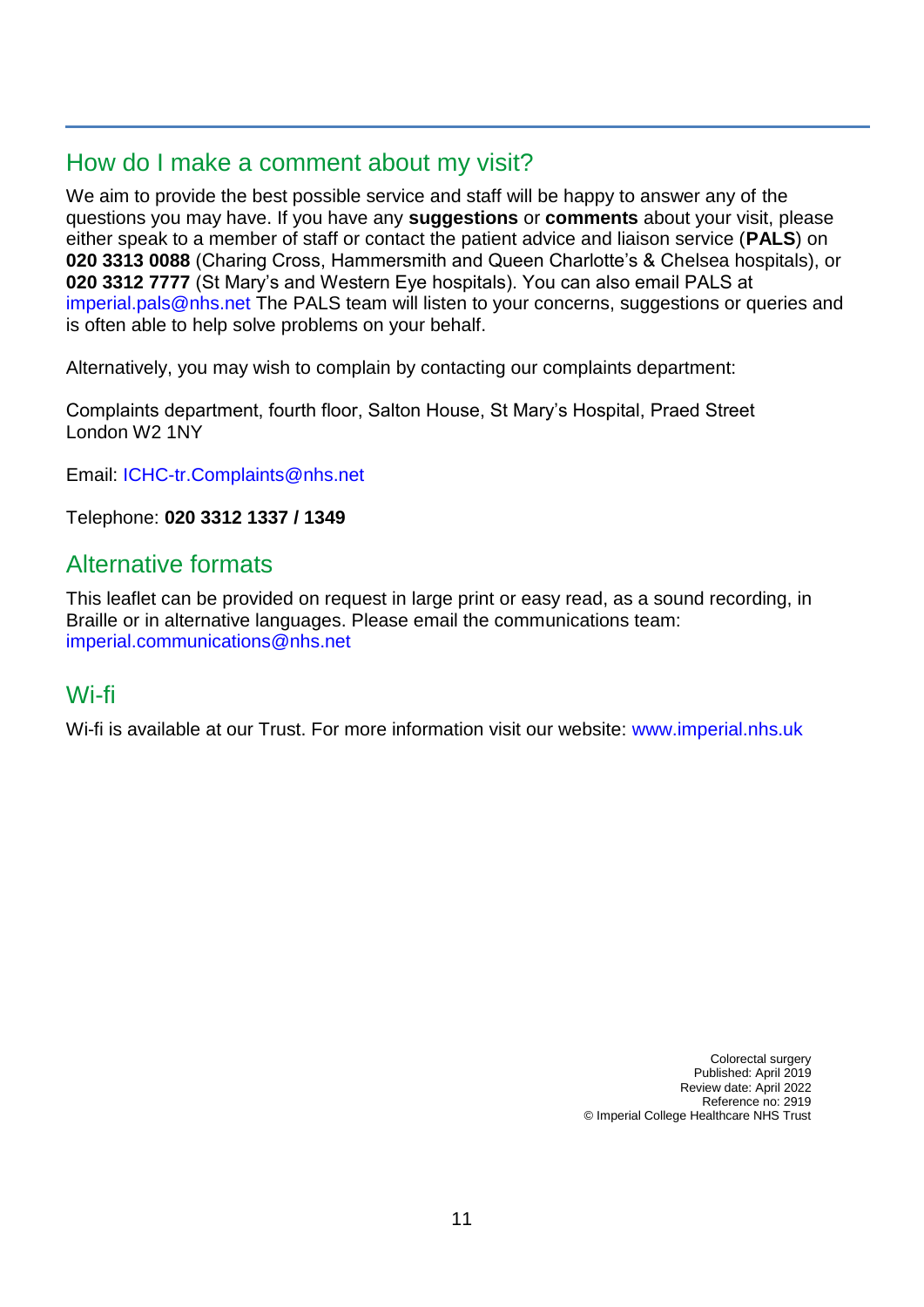## How do I make a comment about my visit?

We aim to provide the best possible service and staff will be happy to answer any of the questions you may have. If you have any **suggestions** or **comments** about your visit, please either speak to a member of staff or contact the patient advice and liaison service (**PALS**) on **020 3313 0088** (Charing Cross, Hammersmith and Queen Charlotte's & Chelsea hospitals), or **020 3312 7777** (St Mary's and Western Eye hospitals). You can also email PALS at imperial.pals@nhs.net The PALS team will listen to your concerns, suggestions or queries and is often able to help solve problems on your behalf.

Alternatively, you may wish to complain by contacting our complaints department:

Complaints department, fourth floor, Salton House, St Mary's Hospital, Praed Street London W2 1NY

Email: ICHC-tr.Complaints@nhs.net

Telephone: **020 3312 1337 / 1349**

## Alternative formats

This leaflet can be provided on request in large print or easy read, as a sound recording, in Braille or in alternative languages. Please email the communications team: imperial.communications@nhs.net

## Wi-fi

Wi-fi is available at our Trust. For more information visit our website: www.imperial.nhs.uk

Colorectal surgery
Published: April 2019
Review date: April 2022
Reference no: 2919
© Imperial College Healthcare NHS Trust